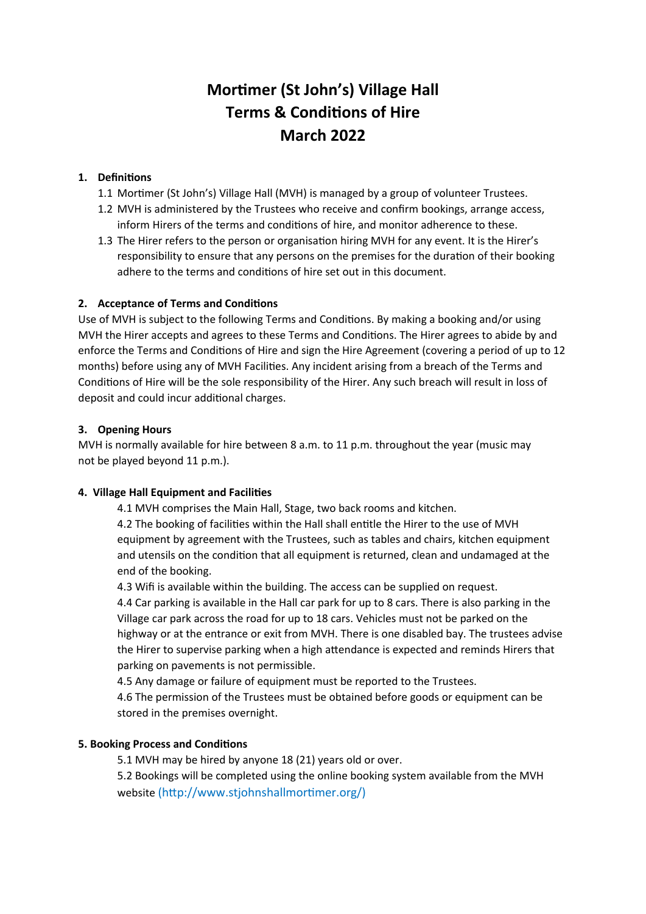# Mortimer (St John's) Village Hall
# Terms & Conditions of Hire
# March 2022

## 1. Definitions

1.1 Mortimer (St John's) Village Hall (MVH) is managed by a group of volunteer Trustees.

1.2 MVH is administered by the Trustees who receive and confirm bookings, arrange access, inform Hirers of the terms and conditions of hire, and monitor adherence to these.

1.3 The Hirer refers to the person or organisation hiring MVH for any event. It is the Hirer's responsibility to ensure that any persons on the premises for the duration of their booking adhere to the terms and conditions of hire set out in this document.

## 2. Acceptance of Terms and Conditions

Use of MVH is subject to the following Terms and Conditions. By making a booking and/or using MVH the Hirer accepts and agrees to these Terms and Conditions. The Hirer agrees to abide by and enforce the Terms and Conditions of Hire and sign the Hire Agreement (covering a period of up to 12 months) before using any of MVH Facilities. Any incident arising from a breach of the Terms and Conditions of Hire will be the sole responsibility of the Hirer. Any such breach will result in loss of deposit and could incur additional charges.

## 3. Opening Hours

MVH is normally available for hire between 8 a.m. to 11 p.m. throughout the year (music may not be played beyond 11 p.m.).

## 4. Village Hall Equipment and Facilities

4.1 MVH comprises the Main Hall, Stage, two back rooms and kitchen.

4.2 The booking of facilities within the Hall shall entitle the Hirer to the use of MVH equipment by agreement with the Trustees, such as tables and chairs, kitchen equipment and utensils on the condition that all equipment is returned, clean and undamaged at the end of the booking.

4.3 Wifi is available within the building. The access can be supplied on request.

4.4 Car parking is available in the Hall car park for up to 8 cars. There is also parking in the Village car park across the road for up to 18 cars. Vehicles must not be parked on the highway or at the entrance or exit from MVH. There is one disabled bay. The trustees advise the Hirer to supervise parking when a high attendance is expected and reminds Hirers that parking on pavements is not permissible.

4.5 Any damage or failure of equipment must be reported to the Trustees.

4.6 The permission of the Trustees must be obtained before goods or equipment can be stored in the premises overnight.

## 5. Booking Process and Conditions

5.1 MVH may be hired by anyone 18 (21) years old or over.

5.2 Bookings will be completed using the online booking system available from the MVH website (http://www.stjohnshallmortimer.org/)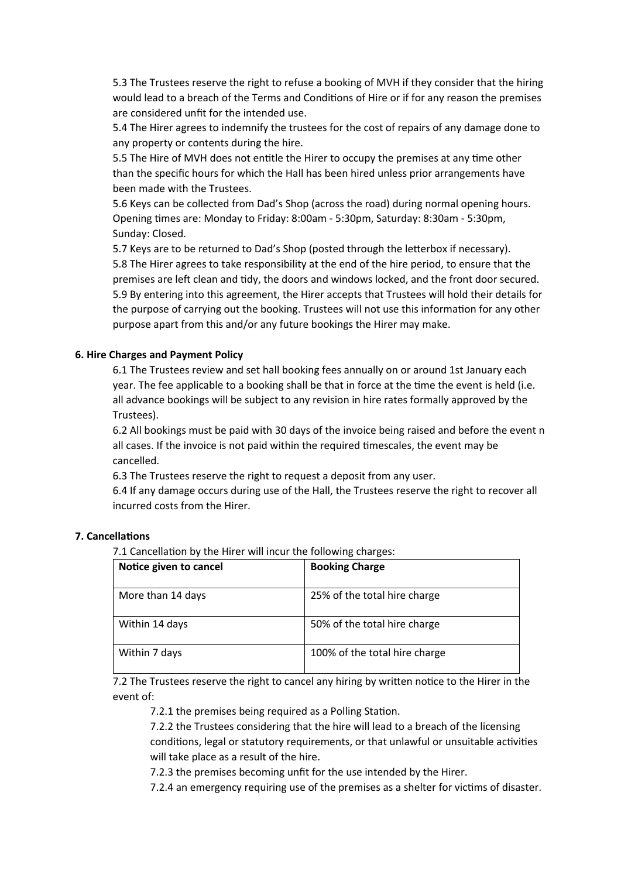5.3 The Trustees reserve the right to refuse a booking of MVH if they consider that the hiring would lead to a breach of the Terms and Conditions of Hire or if for any reason the premises are considered unfit for the intended use.

5.4 The Hirer agrees to indemnify the trustees for the cost of repairs of any damage done to any property or contents during the hire.

5.5 The Hire of MVH does not entitle the Hirer to occupy the premises at any time other than the specific hours for which the Hall has been hired unless prior arrangements have been made with the Trustees.

5.6 Keys can be collected from Dad's Shop (across the road) during normal opening hours. Opening times are: Monday to Friday: 8:00am - 5:30pm, Saturday: 8:30am - 5:30pm, Sunday: Closed.

5.7 Keys are to be returned to Dad's Shop (posted through the letterbox if necessary).

5.8 The Hirer agrees to take responsibility at the end of the hire period, to ensure that the premises are left clean and tidy, the doors and windows locked, and the front door secured.

5.9 By entering into this agreement, the Hirer accepts that Trustees will hold their details for the purpose of carrying out the booking. Trustees will not use this information for any other purpose apart from this and/or any future bookings the Hirer may make.

**6. Hire Charges and Payment Policy**

6.1 The Trustees review and set hall booking fees annually on or around 1st January each year. The fee applicable to a booking shall be that in force at the time the event is held (i.e. all advance bookings will be subject to any revision in hire rates formally approved by the Trustees).

6.2 All bookings must be paid with 30 days of the invoice being raised and before the event n all cases. If the invoice is not paid within the required timescales, the event may be cancelled.

6.3 The Trustees reserve the right to request a deposit from any user.

6.4 If any damage occurs during use of the Hall, the Trustees reserve the right to recover all incurred costs from the Hirer.

**7. Cancellations**

7.1 Cancellation by the Hirer will incur the following charges:

| Notice given to cancel | Booking Charge |
|---|---|
| More than 14 days | 25% of the total hire charge |
| Within 14 days | 50% of the total hire charge |
| Within 7 days | 100% of the total hire charge |

7.2 The Trustees reserve the right to cancel any hiring by written notice to the Hirer in the event of:

7.2.1 the premises being required as a Polling Station.

7.2.2 the Trustees considering that the hire will lead to a breach of the licensing conditions, legal or statutory requirements, or that unlawful or unsuitable activities will take place as a result of the hire.

7.2.3 the premises becoming unfit for the use intended by the Hirer.

7.2.4 an emergency requiring use of the premises as a shelter for victims of disaster.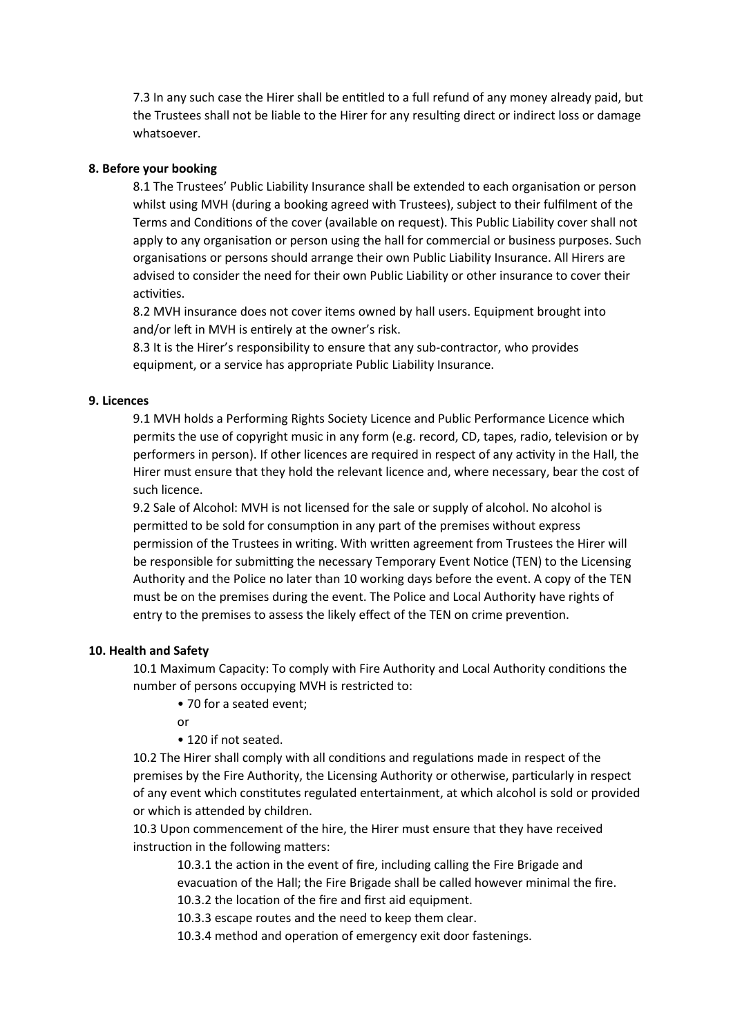7.3 In any such case the Hirer shall be entitled to a full refund of any money already paid, but the Trustees shall not be liable to the Hirer for any resulting direct or indirect loss or damage whatsoever.

**8. Before your booking**

8.1 The Trustees' Public Liability Insurance shall be extended to each organisation or person whilst using MVH (during a booking agreed with Trustees), subject to their fulfilment of the Terms and Conditions of the cover (available on request). This Public Liability cover shall not apply to any organisation or person using the hall for commercial or business purposes. Such organisations or persons should arrange their own Public Liability Insurance. All Hirers are advised to consider the need for their own Public Liability or other insurance to cover their activities.

8.2 MVH insurance does not cover items owned by hall users. Equipment brought into and/or left in MVH is entirely at the owner's risk.

8.3 It is the Hirer's responsibility to ensure that any sub-contractor, who provides equipment, or a service has appropriate Public Liability Insurance.

**9. Licences**

9.1 MVH holds a Performing Rights Society Licence and Public Performance Licence which permits the use of copyright music in any form (e.g. record, CD, tapes, radio, television or by performers in person). If other licences are required in respect of any activity in the Hall, the Hirer must ensure that they hold the relevant licence and, where necessary, bear the cost of such licence.

9.2 Sale of Alcohol: MVH is not licensed for the sale or supply of alcohol. No alcohol is permitted to be sold for consumption in any part of the premises without express permission of the Trustees in writing. With written agreement from Trustees the Hirer will be responsible for submitting the necessary Temporary Event Notice (TEN) to the Licensing Authority and the Police no later than 10 working days before the event. A copy of the TEN must be on the premises during the event. The Police and Local Authority have rights of entry to the premises to assess the likely effect of the TEN on crime prevention.

**10. Health and Safety**

10.1 Maximum Capacity: To comply with Fire Authority and Local Authority conditions the number of persons occupying MVH is restricted to:

- 70 for a seated event;

or

- 120 if not seated.

10.2 The Hirer shall comply with all conditions and regulations made in respect of the premises by the Fire Authority, the Licensing Authority or otherwise, particularly in respect of any event which constitutes regulated entertainment, at which alcohol is sold or provided or which is attended by children.

10.3 Upon commencement of the hire, the Hirer must ensure that they have received instruction in the following matters:

10.3.1 the action in the event of fire, including calling the Fire Brigade and evacuation of the Hall; the Fire Brigade shall be called however minimal the fire.

10.3.2 the location of the fire and first aid equipment.

10.3.3 escape routes and the need to keep them clear.

10.3.4 method and operation of emergency exit door fastenings.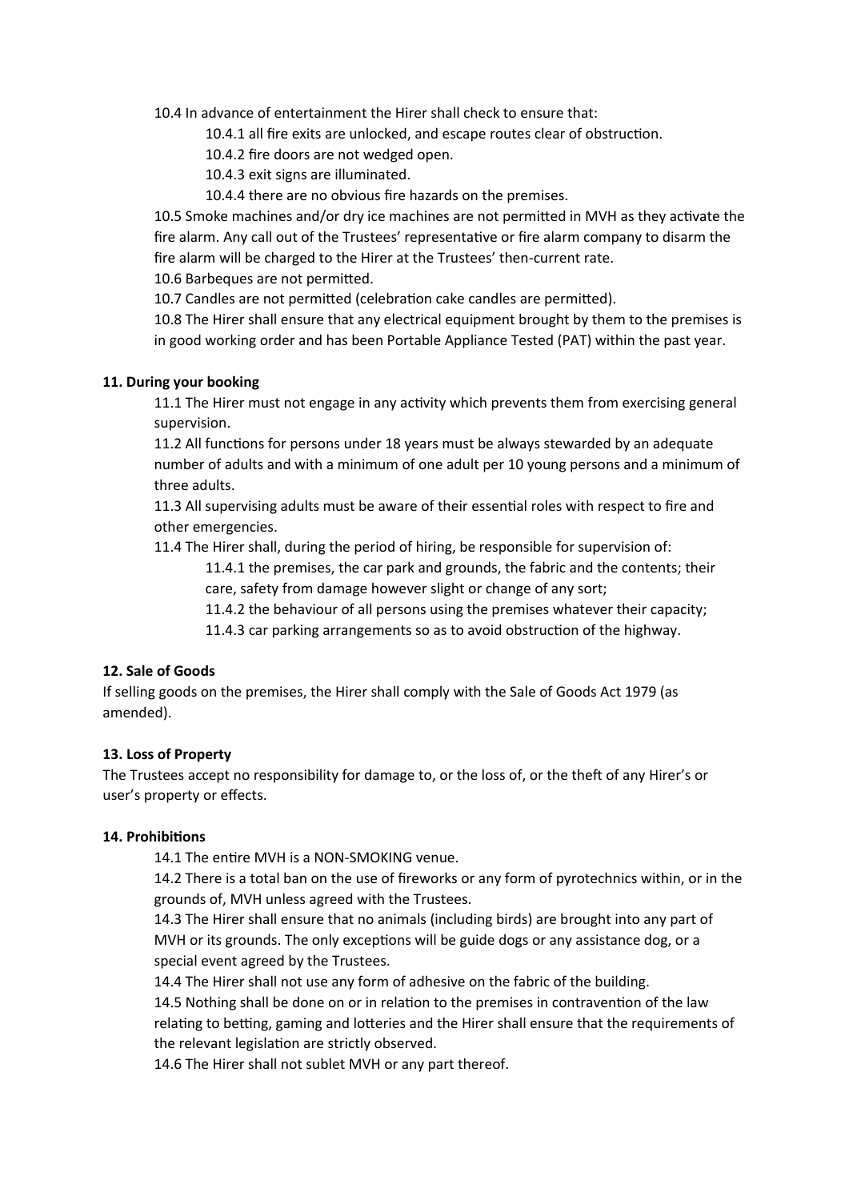10.4 In advance of entertainment the Hirer shall check to ensure that:

- 10.4.1 all fire exits are unlocked, and escape routes clear of obstruction.
- 10.4.2 fire doors are not wedged open.
- 10.4.3 exit signs are illuminated.
- 10.4.4 there are no obvious fire hazards on the premises.

10.5 Smoke machines and/or dry ice machines are not permitted in MVH as they activate the fire alarm. Any call out of the Trustees' representative or fire alarm company to disarm the fire alarm will be charged to the Hirer at the Trustees' then-current rate.

10.6 Barbeques are not permitted.

10.7 Candles are not permitted (celebration cake candles are permitted).

10.8 The Hirer shall ensure that any electrical equipment brought by them to the premises is in good working order and has been Portable Appliance Tested (PAT) within the past year.

**11. During your booking**

11.1 The Hirer must not engage in any activity which prevents them from exercising general supervision.

11.2 All functions for persons under 18 years must be always stewarded by an adequate number of adults and with a minimum of one adult per 10 young persons and a minimum of three adults.

11.3 All supervising adults must be aware of their essential roles with respect to fire and other emergencies.

11.4 The Hirer shall, during the period of hiring, be responsible for supervision of:

- 11.4.1 the premises, the car park and grounds, the fabric and the contents; their care, safety from damage however slight or change of any sort;
- 11.4.2 the behaviour of all persons using the premises whatever their capacity;
- 11.4.3 car parking arrangements so as to avoid obstruction of the highway.

**12. Sale of Goods**

If selling goods on the premises, the Hirer shall comply with the Sale of Goods Act 1979 (as amended).

**13. Loss of Property**

The Trustees accept no responsibility for damage to, or the loss of, or the theft of any Hirer's or user's property or effects.

**14. Prohibitions**

14.1 The entire MVH is a NON-SMOKING venue.

14.2 There is a total ban on the use of fireworks or any form of pyrotechnics within, or in the grounds of, MVH unless agreed with the Trustees.

14.3 The Hirer shall ensure that no animals (including birds) are brought into any part of MVH or its grounds. The only exceptions will be guide dogs or any assistance dog, or a special event agreed by the Trustees.

14.4 The Hirer shall not use any form of adhesive on the fabric of the building.

14.5 Nothing shall be done on or in relation to the premises in contravention of the law relating to betting, gaming and lotteries and the Hirer shall ensure that the requirements of the relevant legislation are strictly observed.

14.6 The Hirer shall not sublet MVH or any part thereof.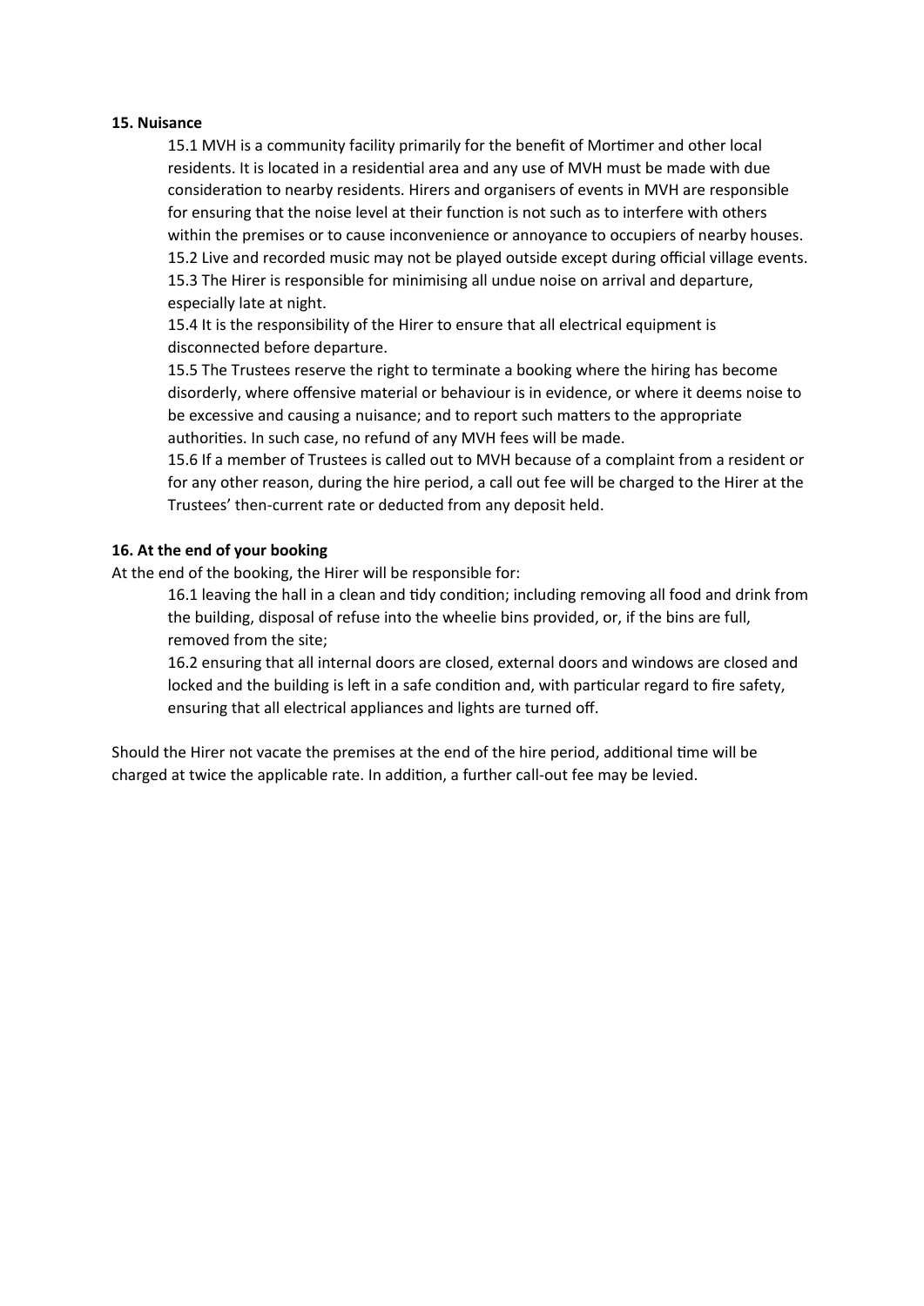**15. Nuisance**

15.1 MVH is a community facility primarily for the benefit of Mortimer and other local residents. It is located in a residential area and any use of MVH must be made with due consideration to nearby residents. Hirers and organisers of events in MVH are responsible for ensuring that the noise level at their function is not such as to interfere with others within the premises or to cause inconvenience or annoyance to occupiers of nearby houses.
15.2 Live and recorded music may not be played outside except during official village events.
15.3 The Hirer is responsible for minimising all undue noise on arrival and departure, especially late at night.
15.4 It is the responsibility of the Hirer to ensure that all electrical equipment is disconnected before departure.
15.5 The Trustees reserve the right to terminate a booking where the hiring has become disorderly, where offensive material or behaviour is in evidence, or where it deems noise to be excessive and causing a nuisance; and to report such matters to the appropriate authorities. In such case, no refund of any MVH fees will be made.
15.6 If a member of Trustees is called out to MVH because of a complaint from a resident or for any other reason, during the hire period, a call out fee will be charged to the Hirer at the Trustees' then-current rate or deducted from any deposit held.

**16. At the end of your booking**

At the end of the booking, the Hirer will be responsible for:

16.1 leaving the hall in a clean and tidy condition; including removing all food and drink from the building, disposal of refuse into the wheelie bins provided, or, if the bins are full, removed from the site;
16.2 ensuring that all internal doors are closed, external doors and windows are closed and locked and the building is left in a safe condition and, with particular regard to fire safety, ensuring that all electrical appliances and lights are turned off.

Should the Hirer not vacate the premises at the end of the hire period, additional time will be charged at twice the applicable rate. In addition, a further call-out fee may be levied.